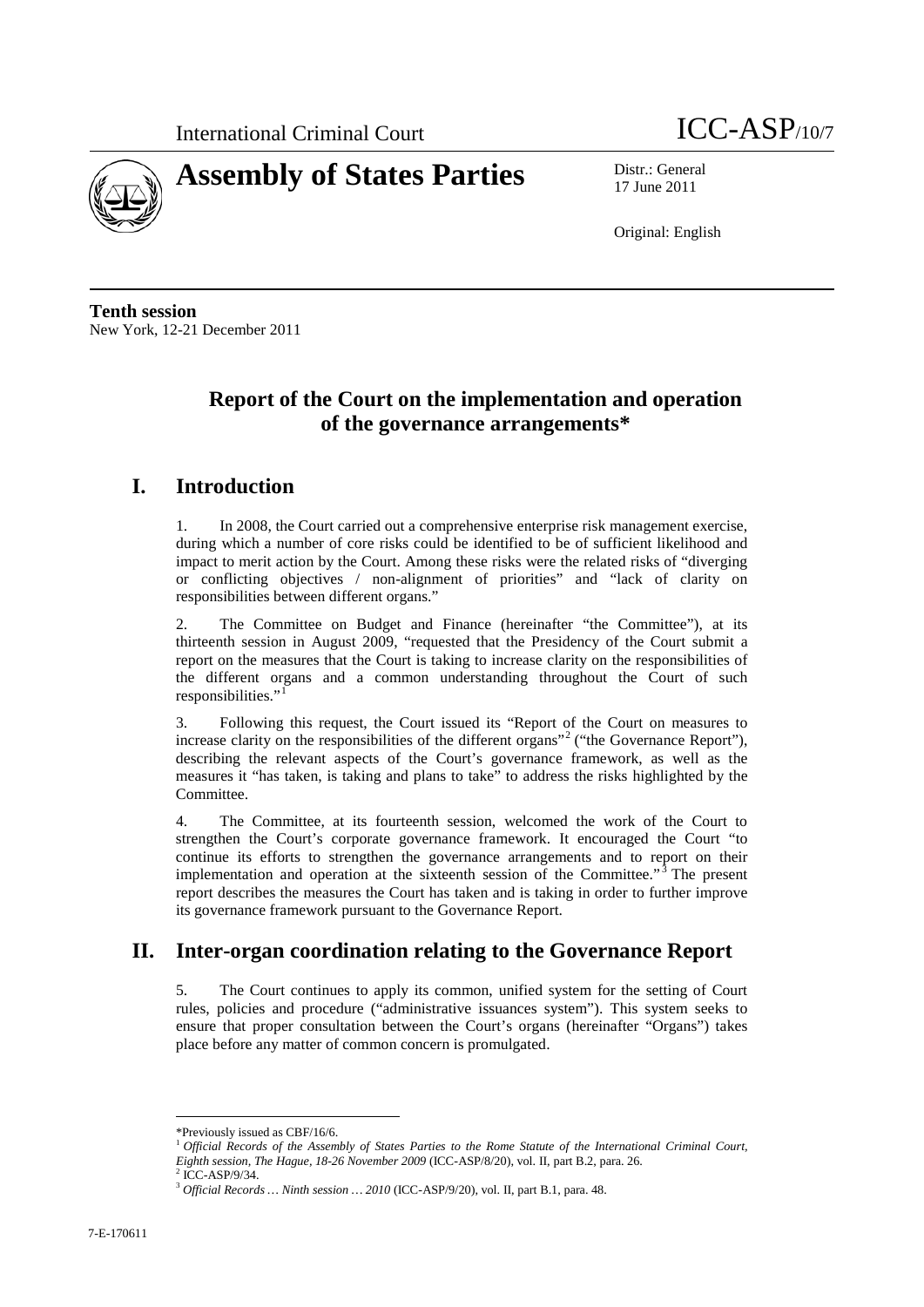International Criminal Court ICC-ASP/10/7

# Assembly of States Parties

Distr.: General
17 June 2011

Original: English

**Tenth session**
New York, 12-21 December 2011

## Report of the Court on the implementation and operation of the governance arrangements*

## I. Introduction

1. In 2008, the Court carried out a comprehensive enterprise risk management exercise, during which a number of core risks could be identified to be of sufficient likelihood and impact to merit action by the Court. Among these risks were the related risks of "diverging or conflicting objectives / non-alignment of priorities" and "lack of clarity on responsibilities between different organs."

2. The Committee on Budget and Finance (hereinafter "the Committee"), at its thirteenth session in August 2009, "requested that the Presidency of the Court submit a report on the measures that the Court is taking to increase clarity on the responsibilities of the different organs and a common understanding throughout the Court of such responsibilities."[1]

3. Following this request, the Court issued its "Report of the Court on measures to increase clarity on the responsibilities of the different organs"[2] ("the Governance Report"), describing the relevant aspects of the Court's governance framework, as well as the measures it "has taken, is taking and plans to take" to address the risks highlighted by the Committee.

4. The Committee, at its fourteenth session, welcomed the work of the Court to strengthen the Court's corporate governance framework. It encouraged the Court "to continue its efforts to strengthen the governance arrangements and to report on their implementation and operation at the sixteenth session of the Committee."[3] The present report describes the measures the Court has taken and is taking in order to further improve its governance framework pursuant to the Governance Report.

## II. Inter-organ coordination relating to the Governance Report

5. The Court continues to apply its common, unified system for the setting of Court rules, policies and procedure ("administrative issuances system"). This system seeks to ensure that proper consultation between the Court's organs (hereinafter "Organs") takes place before any matter of common concern is promulgated.

---

*Previously issued as CBF/16/6.

[1] *Official Records of the Assembly of States Parties to the Rome Statute of the International Criminal Court, Eighth session, The Hague, 18-26 November 2009* (ICC-ASP/8/20), vol. II, part B.2, para. 26.

[2] ICC-ASP/9/34.

[3] *Official Records … Ninth session … 2010* (ICC-ASP/9/20), vol. II, part B.1, para. 48.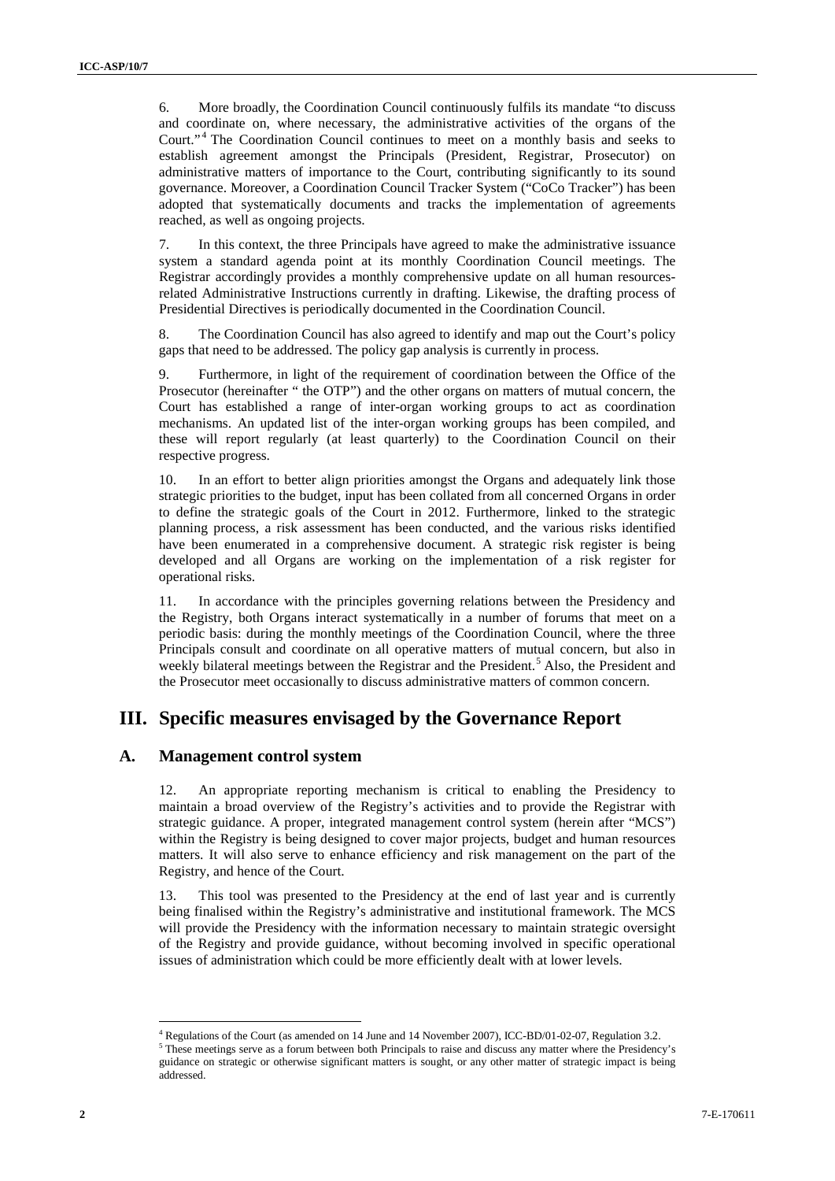6. More broadly, the Coordination Council continuously fulfils its mandate "to discuss and coordinate on, where necessary, the administrative activities of the organs of the Court."[4] The Coordination Council continues to meet on a monthly basis and seeks to establish agreement amongst the Principals (President, Registrar, Prosecutor) on administrative matters of importance to the Court, contributing significantly to its sound governance. Moreover, a Coordination Council Tracker System ("CoCo Tracker") has been adopted that systematically documents and tracks the implementation of agreements reached, as well as ongoing projects.

7. In this context, the three Principals have agreed to make the administrative issuance system a standard agenda point at its monthly Coordination Council meetings. The Registrar accordingly provides a monthly comprehensive update on all human resources-related Administrative Instructions currently in drafting. Likewise, the drafting process of Presidential Directives is periodically documented in the Coordination Council.

8. The Coordination Council has also agreed to identify and map out the Court's policy gaps that need to be addressed. The policy gap analysis is currently in process.

9. Furthermore, in light of the requirement of coordination between the Office of the Prosecutor (hereinafter " the OTP") and the other organs on matters of mutual concern, the Court has established a range of inter-organ working groups to act as coordination mechanisms. An updated list of the inter-organ working groups has been compiled, and these will report regularly (at least quarterly) to the Coordination Council on their respective progress.

10. In an effort to better align priorities amongst the Organs and adequately link those strategic priorities to the budget, input has been collated from all concerned Organs in order to define the strategic goals of the Court in 2012. Furthermore, linked to the strategic planning process, a risk assessment has been conducted, and the various risks identified have been enumerated in a comprehensive document. A strategic risk register is being developed and all Organs are working on the implementation of a risk register for operational risks.

11. In accordance with the principles governing relations between the Presidency and the Registry, both Organs interact systematically in a number of forums that meet on a periodic basis: during the monthly meetings of the Coordination Council, where the three Principals consult and coordinate on all operative matters of mutual concern, but also in weekly bilateral meetings between the Registrar and the President.[5] Also, the President and the Prosecutor meet occasionally to discuss administrative matters of common concern.

# III. Specific measures envisaged by the Governance Report

## A. Management control system

12. An appropriate reporting mechanism is critical to enabling the Presidency to maintain a broad overview of the Registry's activities and to provide the Registrar with strategic guidance. A proper, integrated management control system (herein after "MCS") within the Registry is being designed to cover major projects, budget and human resources matters. It will also serve to enhance efficiency and risk management on the part of the Registry, and hence of the Court.

13. This tool was presented to the Presidency at the end of last year and is currently being finalised within the Registry's administrative and institutional framework. The MCS will provide the Presidency with the information necessary to maintain strategic oversight of the Registry and provide guidance, without becoming involved in specific operational issues of administration which could be more efficiently dealt with at lower levels.

---

[4] Regulations of the Court (as amended on 14 June and 14 November 2007), ICC-BD/01-02-07, Regulation 3.2.

[5] These meetings serve as a forum between both Principals to raise and discuss any matter where the Presidency's guidance on strategic or otherwise significant matters is sought, or any other matter of strategic impact is being addressed.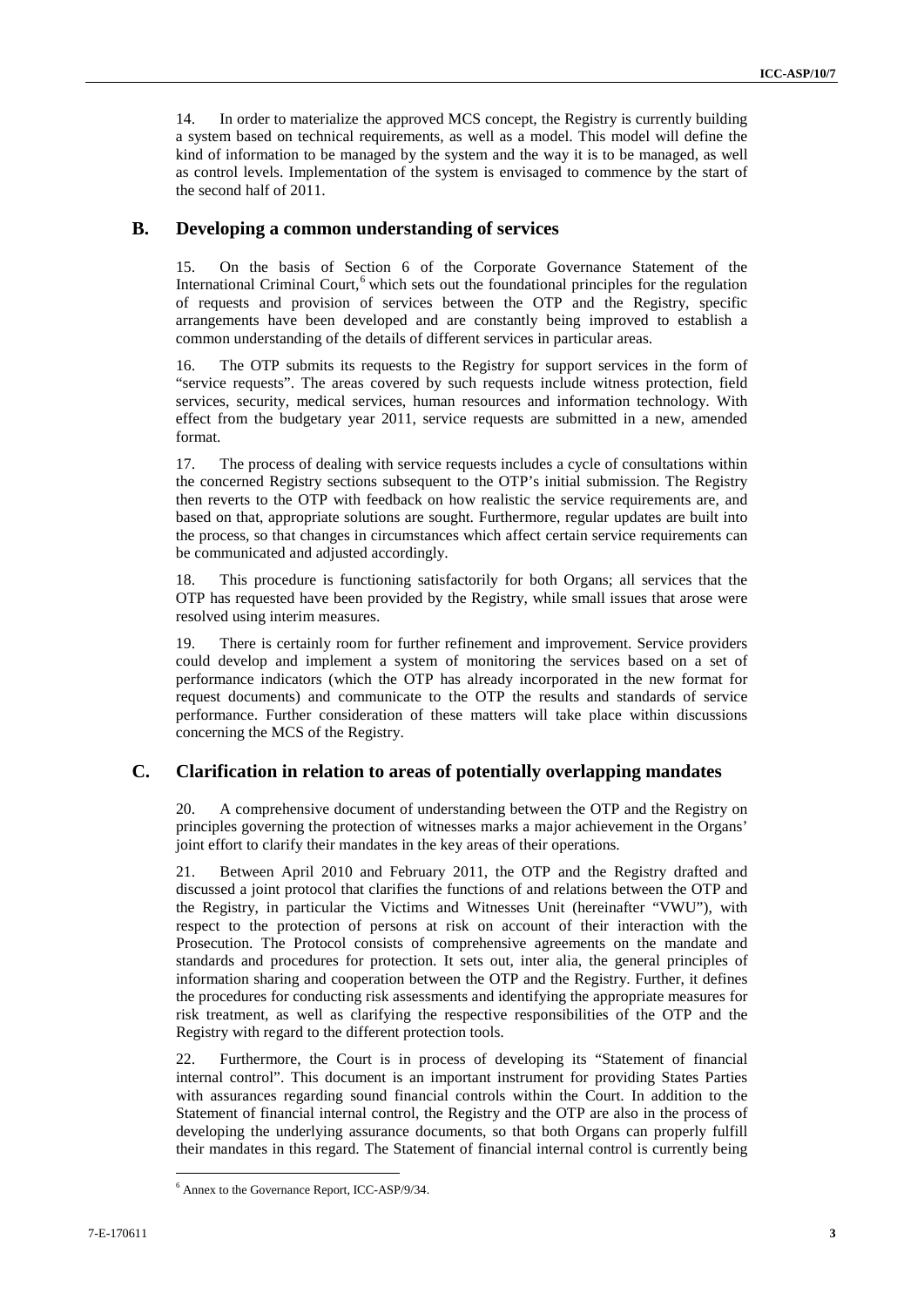14. In order to materialize the approved MCS concept, the Registry is currently building a system based on technical requirements, as well as a model. This model will define the kind of information to be managed by the system and the way it is to be managed, as well as control levels. Implementation of the system is envisaged to commence by the start of the second half of 2011.

## B. Developing a common understanding of services

15. On the basis of Section 6 of the Corporate Governance Statement of the International Criminal Court,[6] which sets out the foundational principles for the regulation of requests and provision of services between the OTP and the Registry, specific arrangements have been developed and are constantly being improved to establish a common understanding of the details of different services in particular areas.

16. The OTP submits its requests to the Registry for support services in the form of "service requests". The areas covered by such requests include witness protection, field services, security, medical services, human resources and information technology. With effect from the budgetary year 2011, service requests are submitted in a new, amended format.

17. The process of dealing with service requests includes a cycle of consultations within the concerned Registry sections subsequent to the OTP's initial submission. The Registry then reverts to the OTP with feedback on how realistic the service requirements are, and based on that, appropriate solutions are sought. Furthermore, regular updates are built into the process, so that changes in circumstances which affect certain service requirements can be communicated and adjusted accordingly.

18. This procedure is functioning satisfactorily for both Organs; all services that the OTP has requested have been provided by the Registry, while small issues that arose were resolved using interim measures.

19. There is certainly room for further refinement and improvement. Service providers could develop and implement a system of monitoring the services based on a set of performance indicators (which the OTP has already incorporated in the new format for request documents) and communicate to the OTP the results and standards of service performance. Further consideration of these matters will take place within discussions concerning the MCS of the Registry.

## C. Clarification in relation to areas of potentially overlapping mandates

20. A comprehensive document of understanding between the OTP and the Registry on principles governing the protection of witnesses marks a major achievement in the Organs' joint effort to clarify their mandates in the key areas of their operations.

21. Between April 2010 and February 2011, the OTP and the Registry drafted and discussed a joint protocol that clarifies the functions of and relations between the OTP and the Registry, in particular the Victims and Witnesses Unit (hereinafter "VWU"), with respect to the protection of persons at risk on account of their interaction with the Prosecution. The Protocol consists of comprehensive agreements on the mandate and standards and procedures for protection. It sets out, inter alia, the general principles of information sharing and cooperation between the OTP and the Registry. Further, it defines the procedures for conducting risk assessments and identifying the appropriate measures for risk treatment, as well as clarifying the respective responsibilities of the OTP and the Registry with regard to the different protection tools.

22. Furthermore, the Court is in process of developing its "Statement of financial internal control". This document is an important instrument for providing States Parties with assurances regarding sound financial controls within the Court. In addition to the Statement of financial internal control, the Registry and the OTP are also in the process of developing the underlying assurance documents, so that both Organs can properly fulfill their mandates in this regard. The Statement of financial internal control is currently being

---

[6] Annex to the Governance Report, ICC-ASP/9/34.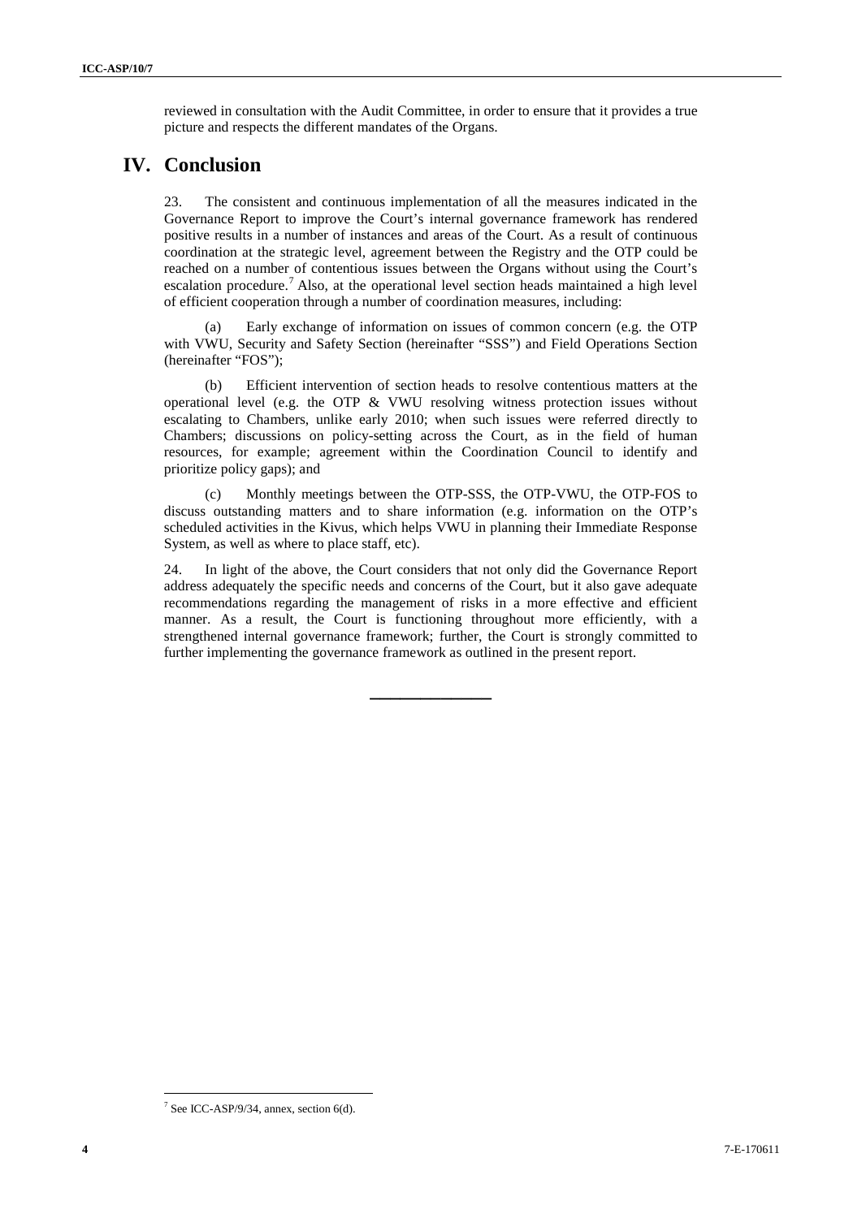reviewed in consultation with the Audit Committee, in order to ensure that it provides a true picture and respects the different mandates of the Organs.

# IV. Conclusion

23. The consistent and continuous implementation of all the measures indicated in the Governance Report to improve the Court's internal governance framework has rendered positive results in a number of instances and areas of the Court. As a result of continuous coordination at the strategic level, agreement between the Registry and the OTP could be reached on a number of contentious issues between the Organs without using the Court's escalation procedure.[7] Also, at the operational level section heads maintained a high level of efficient cooperation through a number of coordination measures, including:

(a) Early exchange of information on issues of common concern (e.g. the OTP with VWU, Security and Safety Section (hereinafter "SSS") and Field Operations Section (hereinafter "FOS");

(b) Efficient intervention of section heads to resolve contentious matters at the operational level (e.g. the OTP & VWU resolving witness protection issues without escalating to Chambers, unlike early 2010; when such issues were referred directly to Chambers; discussions on policy-setting across the Court, as in the field of human resources, for example; agreement within the Coordination Council to identify and prioritize policy gaps); and

(c) Monthly meetings between the OTP-SSS, the OTP-VWU, the OTP-FOS to discuss outstanding matters and to share information (e.g. information on the OTP's scheduled activities in the Kivus, which helps VWU in planning their Immediate Response System, as well as where to place staff, etc).

24. In light of the above, the Court considers that not only did the Governance Report address adequately the specific needs and concerns of the Court, but it also gave adequate recommendations regarding the management of risks in a more effective and efficient manner. As a result, the Court is functioning throughout more efficiently, with a strengthened internal governance framework; further, the Court is strongly committed to further implementing the governance framework as outlined in the present report.

---

[7] See ICC-ASP/9/34, annex, section 6(d).